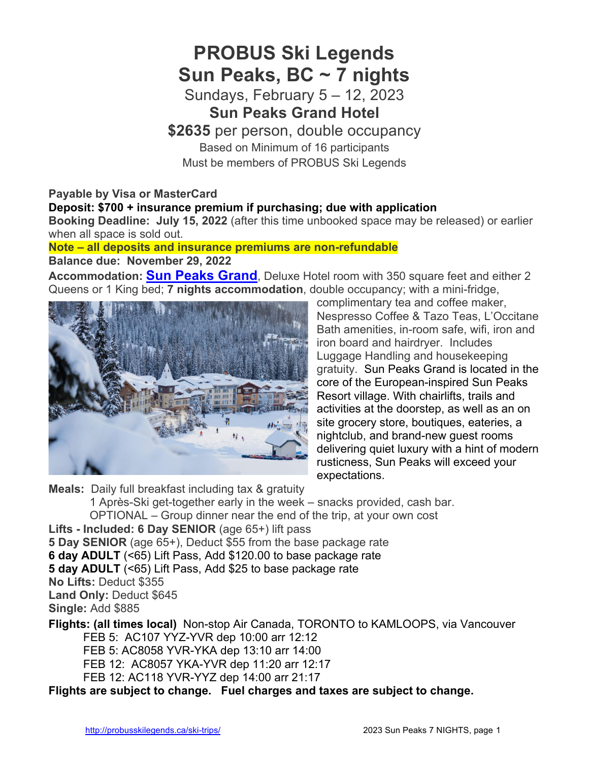# PROBUS Ski Legends
# Sun Peaks, BC ~ 7 nights

Sundays, February 5 – 12, 2023

**Sun Peaks Grand Hotel**

**$2635** per person, double occupancy

Based on Minimum of 16 participants

Must be members of PROBUS Ski Legends

**Payable by Visa or MasterCard**

**Deposit: $700 + insurance premium if purchasing; due with application**

**Booking Deadline: July 15, 2022** (after this time unbooked space may be released) or earlier when all space is sold out.

**Note – all deposits and insurance premiums are non-refundable**

**Balance due: November 29, 2022**

**Accommodation: Sun Peaks Grand**, Deluxe Hotel room with 350 square feet and either 2 Queens or 1 King bed; **7 nights accommodation**, double occupancy; with a mini-fridge, complimentary tea and coffee maker, Nespresso Coffee & Tazo Teas, L'Occitane Bath amenities, in-room safe, wifi, iron and iron board and hairdryer. Includes Luggage Handling and housekeeping gratuity. Sun Peaks Grand is located in the core of the European-inspired Sun Peaks Resort village. With chairlifts, trails and activities at the doorstep, as well as an on site grocery store, boutiques, eateries, a nightclub, and brand-new guest rooms delivering quiet luxury with a hint of modern rusticness, Sun Peaks will exceed your expectations.

**Meals:** Daily full breakfast including tax & gratuity

1 Après-Ski get-together early in the week – snacks provided, cash bar.

OPTIONAL – Group dinner near the end of the trip, at your own cost

**Lifts - Included: 6 Day SENIOR** (age 65+) lift pass

**5 Day SENIOR** (age 65+), Deduct $55 from the base package rate

**6 day ADULT** (<65) Lift Pass, Add $120.00 to base package rate

**5 day ADULT** (<65) Lift Pass, Add $25 to base package rate

**No Lifts:** Deduct $355

**Land Only:** Deduct $645

**Single:** Add $885

**Flights: (all times local)** Non-stop Air Canada, TORONTO to KAMLOOPS, via Vancouver

FEB 5: AC107 YYZ-YVR dep 10:00 arr 12:12

FEB 5: AC8058 YVR-YKA dep 13:10 arr 14:00

FEB 12: AC8057 YKA-YVR dep 11:20 arr 12:17

FEB 12: AC118 YVR-YYZ dep 14:00 arr 21:17

**Flights are subject to change. Fuel charges and taxes are subject to change.**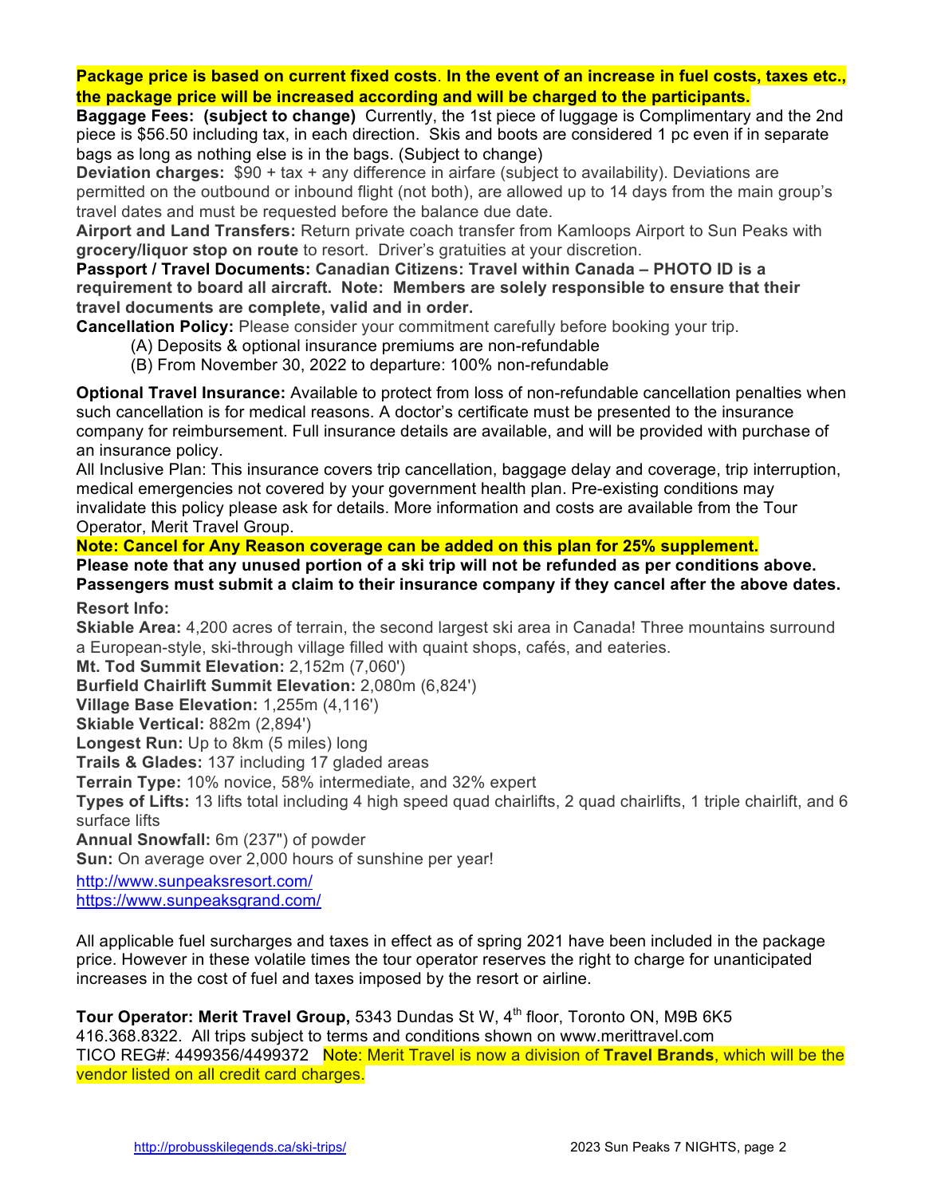**Package price is based on current fixed costs**. **In the event of an increase in fuel costs, taxes etc., the package price will be increased according and will be charged to the participants.**

**Baggage Fees: (subject to change)** Currently, the 1st piece of luggage is Complimentary and the 2nd piece is $56.50 including tax, in each direction. Skis and boots are considered 1 pc even if in separate bags as long as nothing else is in the bags. (Subject to change)

**Deviation charges:** $90 + tax + any difference in airfare (subject to availability). Deviations are permitted on the outbound or inbound flight (not both), are allowed up to 14 days from the main group's travel dates and must be requested before the balance due date.

**Airport and Land Transfers:** Return private coach transfer from Kamloops Airport to Sun Peaks with **grocery/liquor stop on route** to resort. Driver's gratuities at your discretion.

**Passport / Travel Documents: Canadian Citizens: Travel within Canada – PHOTO ID is a requirement to board all aircraft. Note: Members are solely responsible to ensure that their travel documents are complete, valid and in order.**

**Cancellation Policy:** Please consider your commitment carefully before booking your trip.

(A) Deposits & optional insurance premiums are non-refundable
(B) From November 30, 2022 to departure: 100% non-refundable

**Optional Travel Insurance:** Available to protect from loss of non-refundable cancellation penalties when such cancellation is for medical reasons. A doctor's certificate must be presented to the insurance company for reimbursement. Full insurance details are available, and will be provided with purchase of an insurance policy.

All Inclusive Plan: This insurance covers trip cancellation, baggage delay and coverage, trip interruption, medical emergencies not covered by your government health plan. Pre-existing conditions may invalidate this policy please ask for details. More information and costs are available from the Tour Operator, Merit Travel Group.

**Note: Cancel for Any Reason coverage can be added on this plan for 25% supplement.**

**Please note that any unused portion of a ski trip will not be refunded as per conditions above. Passengers must submit a claim to their insurance company if they cancel after the above dates.**

**Resort Info:**

**Skiable Area:** 4,200 acres of terrain, the second largest ski area in Canada! Three mountains surround a European-style, ski-through village filled with quaint shops, cafés, and eateries.

**Mt. Tod Summit Elevation:** 2,152m (7,060')

**Burfield Chairlift Summit Elevation:** 2,080m (6,824')

**Village Base Elevation:** 1,255m (4,116')

**Skiable Vertical:** 882m (2,894')

**Longest Run:** Up to 8km (5 miles) long

**Trails & Glades:** 137 including 17 gladed areas

**Terrain Type:** 10% novice, 58% intermediate, and 32% expert

**Types of Lifts:** 13 lifts total including 4 high speed quad chairlifts, 2 quad chairlifts, 1 triple chairlift, and 6 surface lifts

**Annual Snowfall:** 6m (237") of powder

**Sun:** On average over 2,000 hours of sunshine per year!

http://www.sunpeaksresort.com/
https://www.sunpeaksgrand.com/

All applicable fuel surcharges and taxes in effect as of spring 2021 have been included in the package price. However in these volatile times the tour operator reserves the right to charge for unanticipated increases in the cost of fuel and taxes imposed by the resort or airline.

**Tour Operator: Merit Travel Group,** 5343 Dundas St W, 4th floor, Toronto ON, M9B 6K5
416.368.8322. All trips subject to terms and conditions shown on www.merittravel.com
TICO REG#: 4499356/4499372 Note: Merit Travel is now a division of **Travel Brands**, which will be the vendor listed on all credit card charges.